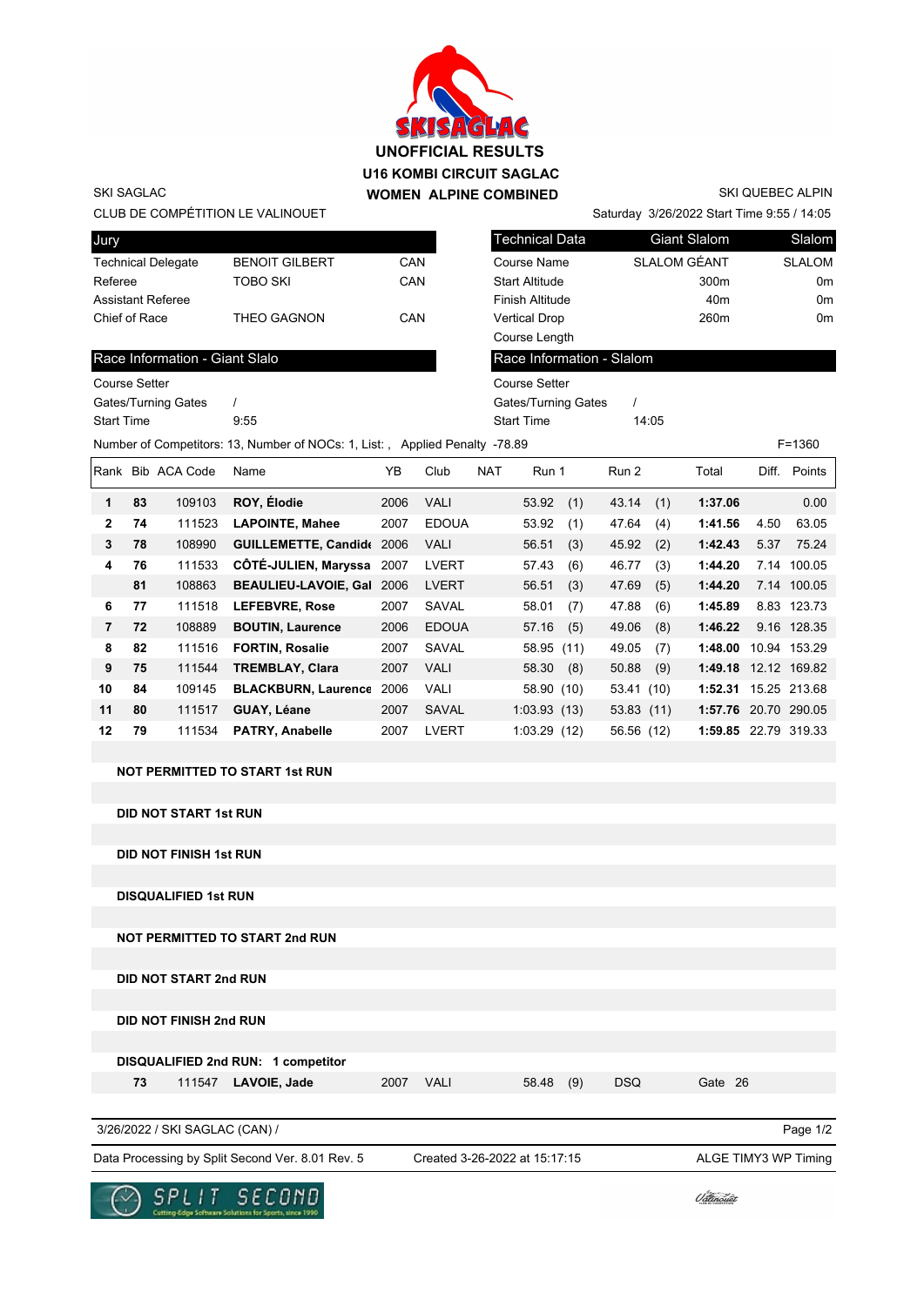# UNOFFICIAL RESULTS

## U16 KOMBI CIRCUIT SAGLAC

## WOMEN ALPINE COMBINED

SKI SAGLAC
CLUB DE COMPÉTITION LE VALINOUET

SKI QUEBEC ALPIN
Saturday 3/26/2022 Start Time 9:55 / 14:05

| Jury | | |
|---|---|---|
| Technical Delegate | BENOIT GILBERT | CAN |
| Referee | TOBO SKI | CAN |
| Assistant Referee | | |
| Chief of Race | THEO GAGNON | CAN |

| Technical Data | Giant Slalom | Slalom |
|---|---|---|
| Course Name | SLALOM GÉANT | SLALOM |
| Start Altitude | 300m | 0m |
| Finish Altitude | 40m | 0m |
| Vertical Drop | 260m | 0m |
| Course Length | | |

**Race Information - Giant Slalo**

Course Setter
Gates/Turning Gates /
Start Time 9:55

**Race Information - Slalom**

Course Setter
Gates/Turning Gates /
Start Time 14:05

Number of Competitors: 13, Number of NOCs: 1, List: , Applied Penalty -78.89 F=1360

| Rank | Bib | ACA Code | Name | YB | Club | NAT | Run 1 | | Run 2 | | Total | Diff. | Points |
|---|---|---|---|---|---|---|---|---|---|---|---|---|---|
| 1 | 83 | 109103 | ROY, Élodie | 2006 | VALI | | 53.92 | (1) | 43.14 | (1) | 1:37.06 | | 0.00 |
| 2 | 74 | 111523 | LAPOINTE, Mahee | 2007 | EDOUA | | 53.92 | (1) | 47.64 | (4) | 1:41.56 | 4.50 | 63.05 |
| 3 | 78 | 108990 | GUILLEMETTE, Candide | 2006 | VALI | | 56.51 | (3) | 45.92 | (2) | 1:42.43 | 5.37 | 75.24 |
| 4 | 76 | 111533 | CÔTÉ-JULIEN, Maryssa | 2007 | LVERT | | 57.43 | (6) | 46.77 | (3) | 1:44.20 | 7.14 | 100.05 |
| | 81 | 108863 | BEAULIEU-LAVOIE, Gal | 2006 | LVERT | | 56.51 | (3) | 47.69 | (5) | 1:44.20 | 7.14 | 100.05 |
| 6 | 77 | 111518 | LEFEBVRE, Rose | 2007 | SAVAL | | 58.01 | (7) | 47.88 | (6) | 1:45.89 | 8.83 | 123.73 |
| 7 | 72 | 108889 | BOUTIN, Laurence | 2006 | EDOUA | | 57.16 | (5) | 49.06 | (8) | 1:46.22 | 9.16 | 128.35 |
| 8 | 82 | 111516 | FORTIN, Rosalie | 2007 | SAVAL | | 58.95 | (11) | 49.05 | (7) | 1:48.00 | 10.94 | 153.29 |
| 9 | 75 | 111544 | TREMBLAY, Clara | 2007 | VALI | | 58.30 | (8) | 50.88 | (9) | 1:49.18 | 12.12 | 169.82 |
| 10 | 84 | 109145 | BLACKBURN, Laurence | 2006 | VALI | | 58.90 | (10) | 53.41 | (10) | 1:52.31 | 15.25 | 213.68 |
| 11 | 80 | 111517 | GUAY, Léane | 2007 | SAVAL | | 1:03.93 | (13) | 53.83 | (11) | 1:57.76 | 20.70 | 290.05 |
| 12 | 79 | 111534 | PATRY, Anabelle | 2007 | LVERT | | 1:03.29 | (12) | 56.56 | (12) | 1:59.85 | 22.79 | 319.33 |

**NOT PERMITTED TO START 1st RUN**

**DID NOT START 1st RUN**

**DID NOT FINISH 1st RUN**

**DISQUALIFIED 1st RUN**

**NOT PERMITTED TO START 2nd RUN**

**DID NOT START 2nd RUN**

**DID NOT FINISH 2nd RUN**

**DISQUALIFIED 2nd RUN: 1 competitor**

| Rank | Bib | ACA Code | Name | YB | Club | NAT | Run 1 | | Run 2 | | Total | Diff. | Points |
|---|---|---|---|---|---|---|---|---|---|---|---|---|---|
| | 73 | 111547 | LAVOIE, Jade | 2007 | VALI | | 58.48 | (9) | DSQ | | Gate 26 | | |

3/26/2022 / SKI SAGLAC (CAN) /

Data Processing by Split Second Ver. 8.01 Rev. 5 Created 3-26-2022 at 15:17:15 ALGE TIMY3 WP Timing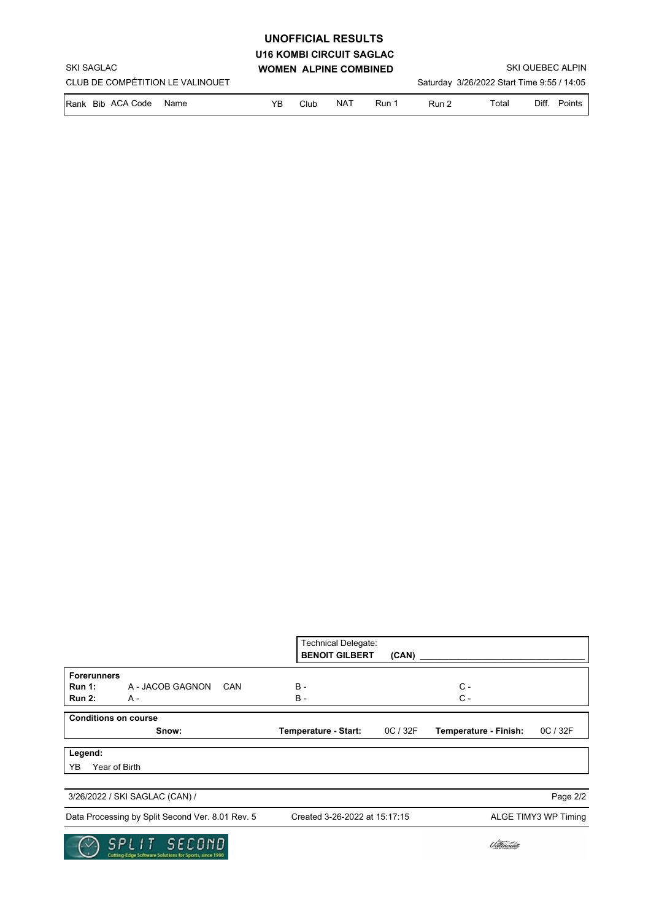# UNOFFICIAL RESULTS

## U16 KOMBI CIRCUIT SAGLAC

SKI SAGLAC

**WOMEN ALPINE COMBINED**

SKI QUEBEC ALPIN

CLUB DE COMPÉTITION LE VALINOUET

Saturday 3/26/2022 Start Time 9:55 / 14:05

| Rank | Bib | ACA Code | Name | YB | Club | NAT | Run 1 | Run 2 | Total | Diff. | Points |
|---|---|---|---|---|---|---|---|---|---|---|---|

| | |
|---|---|
| Technical Delegate: | |
| **BENOIT GILBERT** | **(CAN)** |

| **Forerunners** | | | |
|---|---|---|---|
| **Run 1:** | A - JACOB GAGNON CAN | B - | C - |
| **Run 2:** | A - | B - | C - |

| **Conditions on course** | | | | |
|---|---|---|---|---|
| **Snow:** | **Temperature - Start:** | 0C / 32F | **Temperature - Finish:** | 0C / 32F |

**Legend:**

YB Year of Birth

3/26/2022 / SKI SAGLAC (CAN) /

Data Processing by Split Second Ver. 8.01 Rev. 5 | Created 3-26-2022 at 15:17:15 | ALGE TIMY3 WP Timing